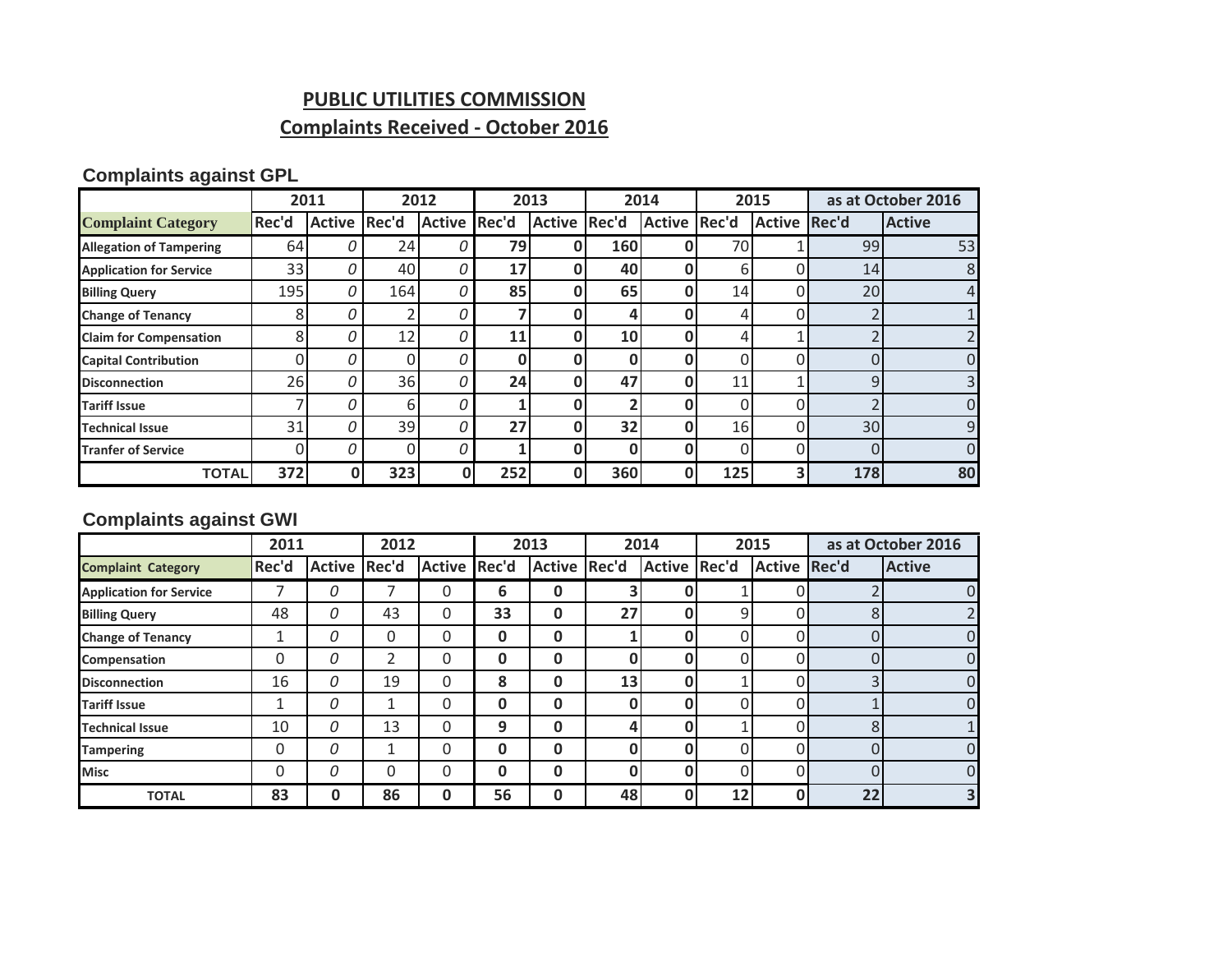# PUBLIC UTILITIES COMMISSION

## Complaints Received - October 2016

### Complaints against GPL

| | 2011 | | 2012 | | 2013 | | 2014 | | 2015 | | as at October 2016 | |
|---|---|---|---|---|---|---|---|---|---|---|---|---|
| **Complaint Category** | **Rec'd** | **Active** | **Rec'd** | **Active** | **Rec'd** | **Active** | **Rec'd** | **Active** | **Rec'd** | **Active** | **Rec'd** | **Active** |
| **Allegation of Tampering** | 64 | 0 | 24 | 0 | 79 | 0 | 160 | 0 | 70 | 1 | 99 | 53 |
| **Application for Service** | 33 | 0 | 40 | 0 | 17 | 0 | 40 | 0 | 6 | 0 | 14 | 8 |
| **Billing Query** | 195 | 0 | 164 | 0 | 85 | 0 | 65 | 0 | 14 | 0 | 20 | 4 |
| **Change of Tenancy** | 8 | 0 | 2 | 0 | 7 | 0 | 4 | 0 | 4 | 0 | 2 | 1 |
| **Claim for Compensation** | 8 | 0 | 12 | 0 | 11 | 0 | 10 | 0 | 4 | 1 | 2 | 2 |
| **Capital Contribution** | 0 | 0 | 0 | 0 | 0 | 0 | 0 | 0 | 0 | 0 | 0 | 0 |
| **Disconnection** | 26 | 0 | 36 | 0 | 24 | 0 | 47 | 0 | 11 | 1 | 9 | 3 |
| **Tariff Issue** | 7 | 0 | 6 | 0 | 1 | 0 | 2 | 0 | 0 | 0 | 2 | 0 |
| **Technical Issue** | 31 | 0 | 39 | 0 | 27 | 0 | 32 | 0 | 16 | 0 | 30 | 9 |
| **Tranfer of Service** | 0 | 0 | 0 | 0 | 1 | 0 | 0 | 0 | 0 | 0 | 0 | 0 |
| **TOTAL** | **372** | **0** | **323** | **0** | **252** | **0** | **360** | **0** | **125** | **3** | **178** | **80** |

### Complaints against GWI

| | 2011 | | 2012 | | 2013 | | 2014 | | 2015 | | as at October 2016 | |
|---|---|---|---|---|---|---|---|---|---|---|---|---|
| **Complaint Category** | **Rec'd** | **Active** | **Rec'd** | **Active** | **Rec'd** | **Active** | **Rec'd** | **Active** | **Rec'd** | **Active** | **Rec'd** | **Active** |
| **Application for Service** | 7 | 0 | 7 | 0 | 6 | 0 | 3 | 0 | 1 | 0 | 2 | 0 |
| **Billing Query** | 48 | 0 | 43 | 0 | 33 | 0 | 27 | 0 | 9 | 0 | 8 | 2 |
| **Change of Tenancy** | 1 | 0 | 0 | 0 | 0 | 0 | 1 | 0 | 0 | 0 | 0 | 0 |
| **Compensation** | 0 | 0 | 2 | 0 | 0 | 0 | 0 | 0 | 0 | 0 | 0 | 0 |
| **Disconnection** | 16 | 0 | 19 | 0 | 8 | 0 | 13 | 0 | 1 | 0 | 3 | 0 |
| **Tariff Issue** | 1 | 0 | 1 | 0 | 0 | 0 | 0 | 0 | 0 | 0 | 1 | 0 |
| **Technical Issue** | 10 | 0 | 13 | 0 | 9 | 0 | 4 | 0 | 1 | 0 | 8 | 1 |
| **Tampering** | 0 | 0 | 1 | 0 | 0 | 0 | 0 | 0 | 0 | 0 | 0 | 0 |
| **Misc** | 0 | 0 | 0 | 0 | 0 | 0 | 0 | 0 | 0 | 0 | 0 | 0 |
| **TOTAL** | **83** | **0** | **86** | **0** | **56** | **0** | **48** | **0** | **12** | **0** | **22** | **3** |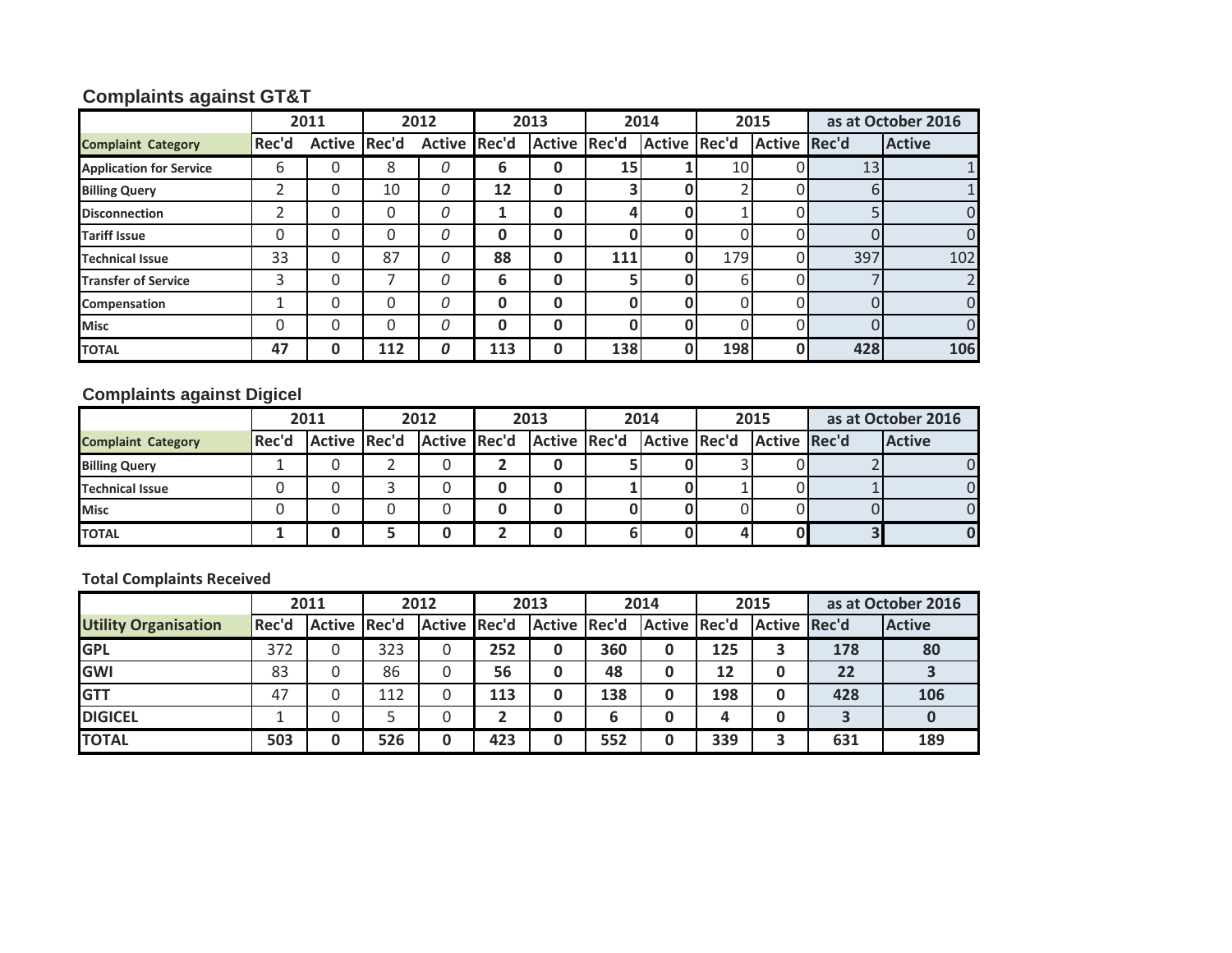## Complaints against GT&T

| | 2011 | | 2012 | | 2013 | | 2014 | | 2015 | | as at October 2016 | |
|---|---|---|---|---|---|---|---|---|---|---|---|---|
| **Complaint Category** | Rec'd | Active | Rec'd | Active | Rec'd | Active | Rec'd | Active | Rec'd | Active | Rec'd | Active |
| **Application for Service** | 6 | 0 | 8 | *0* | **6** | **0** | **15** | **1** | 10 | 0 | 13 | 1 |
| **Billing Query** | 2 | 0 | 10 | *0* | **12** | **0** | **3** | **0** | 2 | 0 | 6 | 1 |
| **Disconnection** | 2 | 0 | 0 | *0* | **1** | **0** | **4** | **0** | 1 | 0 | 5 | 0 |
| **Tariff Issue** | 0 | 0 | 0 | *0* | **0** | **0** | **0** | **0** | 0 | 0 | 0 | 0 |
| **Technical Issue** | 33 | 0 | 87 | *0* | **88** | **0** | **111** | **0** | 179 | 0 | 397 | 102 |
| **Transfer of Service** | 3 | 0 | 7 | *0* | **6** | **0** | **5** | **0** | 6 | 0 | 7 | 2 |
| **Compensation** | 1 | 0 | 0 | *0* | **0** | **0** | **0** | **0** | 0 | 0 | 0 | 0 |
| **Misc** | 0 | 0 | 0 | *0* | **0** | **0** | **0** | **0** | 0 | 0 | 0 | 0 |
| **TOTAL** | **47** | **0** | **112** | ***0*** | **113** | **0** | **138** | **0** | **198** | **0** | **428** | **106** |

## Complaints against Digicel

| | 2011 | | 2012 | | 2013 | | 2014 | | 2015 | | as at October 2016 | |
|---|---|---|---|---|---|---|---|---|---|---|---|---|
| **Complaint Category** | Rec'd | Active | Rec'd | Active | Rec'd | Active | Rec'd | Active | Rec'd | Active | Rec'd | Active |
| **Billing Query** | 1 | 0 | 2 | 0 | **2** | **0** | **5** | **0** | 3 | 0 | 2 | 0 |
| **Technical Issue** | 0 | 0 | 3 | 0 | **0** | **0** | **1** | **0** | 1 | 0 | 1 | 0 |
| **Misc** | 0 | 0 | 0 | 0 | **0** | **0** | **0** | **0** | 0 | 0 | 0 | 0 |
| **TOTAL** | **1** | **0** | **5** | **0** | **2** | **0** | **6** | **0** | **4** | **0** | **3** | **0** |

## Total Complaints Received

| | 2011 | | 2012 | | 2013 | | 2014 | | 2015 | | as at October 2016 | |
|---|---|---|---|---|---|---|---|---|---|---|---|---|
| **Utility Organisation** | Rec'd | Active | Rec'd | Active | Rec'd | Active | Rec'd | Active | Rec'd | Active | Rec'd | Active |
| **GPL** | 372 | 0 | 323 | 0 | **252** | **0** | **360** | **0** | **125** | **3** | **178** | **80** |
| **GWI** | 83 | 0 | 86 | 0 | **56** | **0** | **48** | **0** | **12** | **0** | **22** | **3** |
| **GTT** | 47 | 0 | 112 | 0 | **113** | **0** | **138** | **0** | **198** | **0** | **428** | **106** |
| **DIGICEL** | 1 | 0 | 5 | 0 | **2** | **0** | **6** | **0** | **4** | **0** | **3** | **0** |
| **TOTAL** | **503** | **0** | **526** | **0** | **423** | **0** | **552** | **0** | **339** | **3** | **631** | **189** |